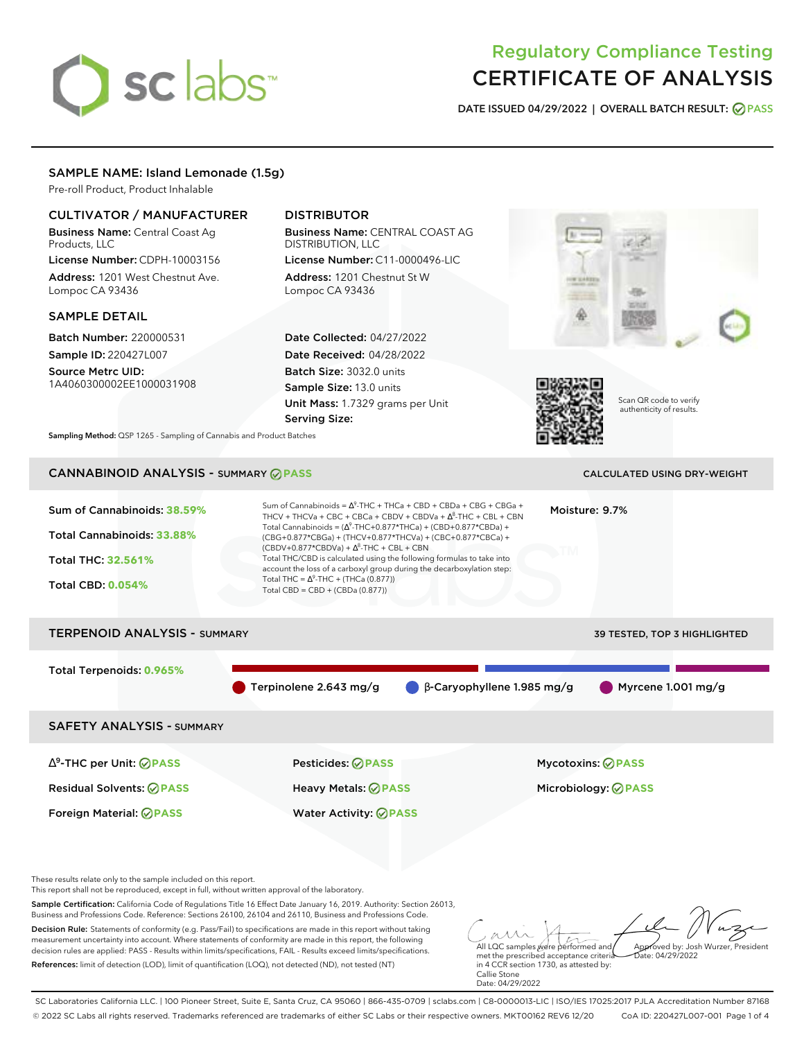# Regulatory Compliance Testing
# CERTIFICATE OF ANALYSIS

**DATE ISSUED 04/29/2022 | OVERALL BATCH RESULT: PASS**

## SAMPLE NAME: Island Lemonade (1.5g)

Pre-roll Product, Product Inhalable

### CULTIVATOR / MANUFACTURER

**Business Name:** Central Coast Ag Products, LLC

**License Number:** CDPH-10003156

**Address:** 1201 West Chestnut Ave. Lompoc CA 93436

### DISTRIBUTOR

**Business Name:** CENTRAL COAST AG DISTRIBUTION, LLC

**License Number:** C11-0000496-LIC

**Address:** 1201 Chestnut St W Lompoc CA 93436

### SAMPLE DETAIL

**Batch Number:** 220000531

**Sample ID:** 220427L007

**Source Metrc UID:** 1A4060300002EE1000031908

**Date Collected:** 04/27/2022

**Date Received:** 04/28/2022

**Batch Size:** 3032.0 units

**Sample Size:** 13.0 units

**Unit Mass:** 1.7329 grams per Unit

**Serving Size:**

Scan QR code to verify authenticity of results.

**Sampling Method:** QSP 1265 - Sampling of Cannabis and Product Batches

## CANNABINOID ANALYSIS - SUMMARY PASS

CALCULATED USING DRY-WEIGHT

**Sum of Cannabinoids: 38.59%**

**Total Cannabinoids: 33.88%**

**Total THC: 32.561%**

**Total CBD: 0.054%**

Sum of Cannabinoids = $\Delta^9$-THC + THCa + CBD + CBDa + CBG + CBGa + THCV + THCVa + CBC + CBCa + CBDV + CBDVa + $\Delta^8$-THC + CBL + CBN

Total Cannabinoids = ($\Delta^9$-THC+0.877*THCa) + (CBD+0.877*CBDa) + (CBG+0.877*CBGa) + (THCV+0.877*THCVa) + (CBC+0.877*CBCa) + (CBDV+0.877*CBDVa) + $\Delta^8$-THC + CBL + CBN

Total THC/CBD is calculated using the following formulas to take into account the loss of a carboxyl group during the decarboxylation step:

Total THC = $\Delta^9$-THC + (THCa (0.877))

Total CBD = CBD + (CBDa (0.877))

**Moisture:** 9.7%

## TERPENOID ANALYSIS - SUMMARY

39 TESTED, TOP 3 HIGHLIGHTED

**Total Terpenoids: 0.965%**

- Terpinolene 2.643 mg/g
- β-Caryophyllene 1.985 mg/g
- Myrcene 1.001 mg/g

## SAFETY ANALYSIS - SUMMARY

| | | |
|---|---|---|
| $\Delta^9$-THC per Unit: PASS | Pesticides: PASS | Mycotoxins: PASS |
| Residual Solvents: PASS | Heavy Metals: PASS | Microbiology: PASS |
| Foreign Material: PASS | Water Activity: PASS | |

These results relate only to the sample included on this report.
This report shall not be reproduced, except in full, without written approval of the laboratory.

**Sample Certification:** California Code of Regulations Title 16 Effect Date January 16, 2019. Authority: Section 26013, Business and Professions Code. Reference: Sections 26100, 26104 and 26110, Business and Professions Code.

**Decision Rule:** Statements of conformity (e.g. Pass/Fail) to specifications are made in this report without taking measurement uncertainty into account. Where statements of conformity are made in this report, the following decision rules are applied: PASS - Results within limits/specifications, FAIL - Results exceed limits/specifications.

**References:** limit of detection (LOD), limit of quantification (LOQ), not detected (ND), not tested (NT)

All LQC samples were performed and met the prescribed acceptance criteria in 4 CCR section 1730, as attested by: Callie Stone Date: 04/29/2022

Approved by: Josh Wurzer, President Date: 04/29/2022

SC Laboratories California LLC. | 100 Pioneer Street, Suite E, Santa Cruz, CA 95060 | 866-435-0709 | sclabs.com | C8-0000013-LIC | ISO/IES 17025:2017 PJLA Accreditation Number 87168
© 2022 SC Labs all rights reserved. Trademarks referenced are trademarks of either SC Labs or their respective owners. MKT00162 REV6 12/20 CoA ID: 220427L007-001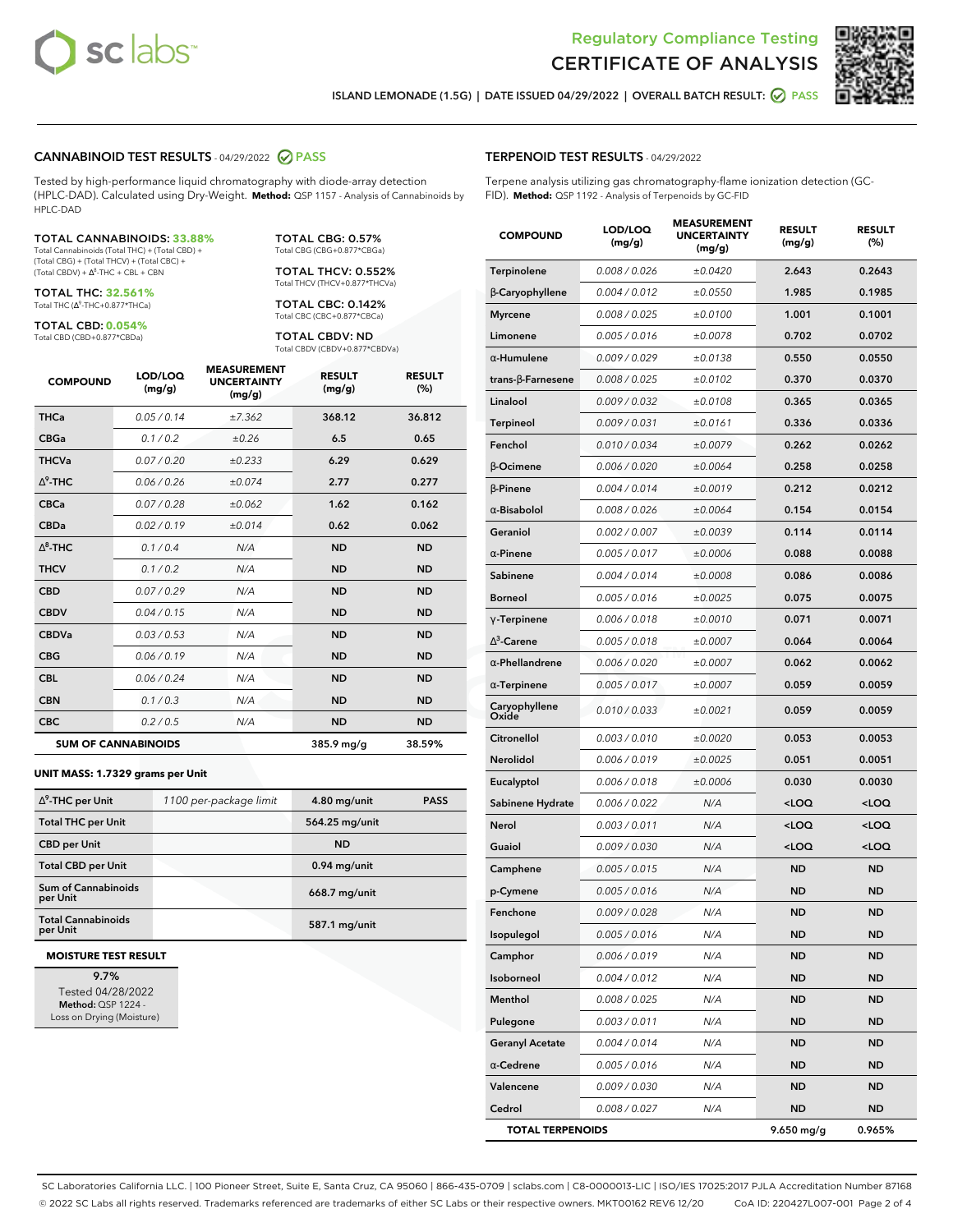Regulatory Compliance Testing

# CERTIFICATE OF ANALYSIS

ISLAND LEMONADE (1.5G) | DATE ISSUED 04/29/2022 | OVERALL BATCH RESULT: PASS

## CANNABINOID TEST RESULTS - 04/29/2022 PASS

Tested by high-performance liquid chromatography with diode-array detection (HPLC-DAD). Calculated using Dry-Weight. **Method:** QSP 1157 - Analysis of Cannabinoids by HPLC-DAD

**TOTAL CANNABINOIDS: 33.88%**
Total Cannabinoids (Total THC) + (Total CBD) + (Total CBG) + (Total THCV) + (Total CBC) + (Total CBDV) + $\Delta^8$-THC + CBL + CBN

**TOTAL THC: 32.561%**
Total THC ($\Delta^9$-THC+0.877*THCa)

**TOTAL CBD: 0.054%**
Total CBD (CBD+0.877*CBDa)

**TOTAL CBG: 0.57%**
Total CBG (CBG+0.877*CBGa)

**TOTAL THCV: 0.552%**
Total THCV (THCV+0.877*THCVa)

**TOTAL CBC: 0.142%**
Total CBC (CBC+0.877*CBCa)

**TOTAL CBDV: ND**
Total CBDV (CBDV+0.877*CBDVa)

| COMPOUND | LOD/LOQ (mg/g) | MEASUREMENT UNCERTAINTY (mg/g) | RESULT (mg/g) | RESULT (%) |
|---|---|---|---|---|
| THCa | 0.05 / 0.14 | ±7.362 | 368.12 | 36.812 |
| CBGa | 0.1 / 0.2 | ±0.26 | 6.5 | 0.65 |
| THCVa | 0.07 / 0.20 | ±0.233 | 6.29 | 0.629 |
| $\Delta^9$-THC | 0.06 / 0.26 | ±0.074 | 2.77 | 0.277 |
| CBCa | 0.07 / 0.28 | ±0.062 | 1.62 | 0.162 |
| CBDa | 0.02 / 0.19 | ±0.014 | 0.62 | 0.062 |
| $\Delta^8$-THC | 0.1 / 0.4 | N/A | ND | ND |
| THCV | 0.1 / 0.2 | N/A | ND | ND |
| CBD | 0.07 / 0.29 | N/A | ND | ND |
| CBDV | 0.04 / 0.15 | N/A | ND | ND |
| CBDVa | 0.03 / 0.53 | N/A | ND | ND |
| CBG | 0.06 / 0.19 | N/A | ND | ND |
| CBL | 0.06 / 0.24 | N/A | ND | ND |
| CBN | 0.1 / 0.3 | N/A | ND | ND |
| CBC | 0.2 / 0.5 | N/A | ND | ND |
| **SUM OF CANNABINOIDS** | | | 385.9 mg/g | 38.59% |

**UNIT MASS: 1.7329 grams per Unit**

| | | | |
|---|---|---|---|
| $\Delta^9$-THC per Unit | 1100 per-package limit | 4.80 mg/unit | PASS |
| Total THC per Unit | | 564.25 mg/unit | |
| CBD per Unit | | ND | |
| Total CBD per Unit | | 0.94 mg/unit | |
| Sum of Cannabinoids per Unit | | 668.7 mg/unit | |
| Total Cannabinoids per Unit | | 587.1 mg/unit | |

**MOISTURE TEST RESULT**

9.7%
Tested 04/28/2022
**Method:** QSP 1224 - Loss on Drying (Moisture)

## TERPENOID TEST RESULTS - 04/29/2022

Terpene analysis utilizing gas chromatography-flame ionization detection (GC-FID). **Method:** QSP 1192 - Analysis of Terpenoids by GC-FID

| COMPOUND | LOD/LOQ (mg/g) | MEASUREMENT UNCERTAINTY (mg/g) | RESULT (mg/g) | RESULT (%) |
|---|---|---|---|---|
| Terpinolene | 0.008 / 0.026 | ±0.0420 | 2.643 | 0.2643 |
| β-Caryophyllene | 0.004 / 0.012 | ±0.0550 | 1.985 | 0.1985 |
| Myrcene | 0.008 / 0.025 | ±0.0100 | 1.001 | 0.1001 |
| Limonene | 0.005 / 0.016 | ±0.0078 | 0.702 | 0.0702 |
| α-Humulene | 0.009 / 0.029 | ±0.0138 | 0.550 | 0.0550 |
| trans-β-Farnesene | 0.008 / 0.025 | ±0.0102 | 0.370 | 0.0370 |
| Linalool | 0.009 / 0.032 | ±0.0108 | 0.365 | 0.0365 |
| Terpineol | 0.009 / 0.031 | ±0.0161 | 0.336 | 0.0336 |
| Fenchol | 0.010 / 0.034 | ±0.0079 | 0.262 | 0.0262 |
| β-Ocimene | 0.006 / 0.020 | ±0.0064 | 0.258 | 0.0258 |
| β-Pinene | 0.004 / 0.014 | ±0.0019 | 0.212 | 0.0212 |
| α-Bisabolol | 0.008 / 0.026 | ±0.0064 | 0.154 | 0.0154 |
| Geraniol | 0.002 / 0.007 | ±0.0039 | 0.114 | 0.0114 |
| α-Pinene | 0.005 / 0.017 | ±0.0006 | 0.088 | 0.0088 |
| Sabinene | 0.004 / 0.014 | ±0.0008 | 0.086 | 0.0086 |
| Borneol | 0.005 / 0.016 | ±0.0025 | 0.075 | 0.0075 |
| γ-Terpinene | 0.006 / 0.018 | ±0.0010 | 0.071 | 0.0071 |
| $\Delta^3$-Carene | 0.005 / 0.018 | ±0.0007 | 0.064 | 0.0064 |
| α-Phellandrene | 0.006 / 0.020 | ±0.0007 | 0.062 | 0.0062 |
| α-Terpinene | 0.005 / 0.017 | ±0.0007 | 0.059 | 0.0059 |
| Caryophyllene Oxide | 0.010 / 0.033 | ±0.0021 | 0.059 | 0.0059 |
| Citronellol | 0.003 / 0.010 | ±0.0020 | 0.053 | 0.0053 |
| Nerolidol | 0.006 / 0.019 | ±0.0025 | 0.051 | 0.0051 |
| Eucalyptol | 0.006 / 0.018 | ±0.0006 | 0.030 | 0.0030 |
| Sabinene Hydrate | 0.006 / 0.022 | N/A | <LOQ | <LOQ |
| Nerol | 0.003 / 0.011 | N/A | <LOQ | <LOQ |
| Guaiol | 0.009 / 0.030 | N/A | <LOQ | <LOQ |
| Camphene | 0.005 / 0.015 | N/A | ND | ND |
| p-Cymene | 0.005 / 0.016 | N/A | ND | ND |
| Fenchone | 0.009 / 0.028 | N/A | ND | ND |
| Isopulegol | 0.005 / 0.016 | N/A | ND | ND |
| Camphor | 0.006 / 0.019 | N/A | ND | ND |
| Isoborneol | 0.004 / 0.012 | N/A | ND | ND |
| Menthol | 0.008 / 0.025 | N/A | ND | ND |
| Pulegone | 0.003 / 0.011 | N/A | ND | ND |
| Geranyl Acetate | 0.004 / 0.014 | N/A | ND | ND |
| α-Cedrene | 0.005 / 0.016 | N/A | ND | ND |
| Valencene | 0.009 / 0.030 | N/A | ND | ND |
| Cedrol | 0.008 / 0.027 | N/A | ND | ND |
| **TOTAL TERPENOIDS** | | | 9.650 mg/g | 0.965% |

SC Laboratories California LLC. | 100 Pioneer Street, Suite E, Santa Cruz, CA 95060 | 866-435-0709 | sclabs.com | C8-0000013-LIC | ISO/IES 17025:2017 PJLA Accreditation Number 87168
© 2022 SC Labs all rights reserved. Trademarks referenced are trademarks of either SC Labs or their respective owners. MKT00162 REV6 12/20 CoA ID: 220427L007-001